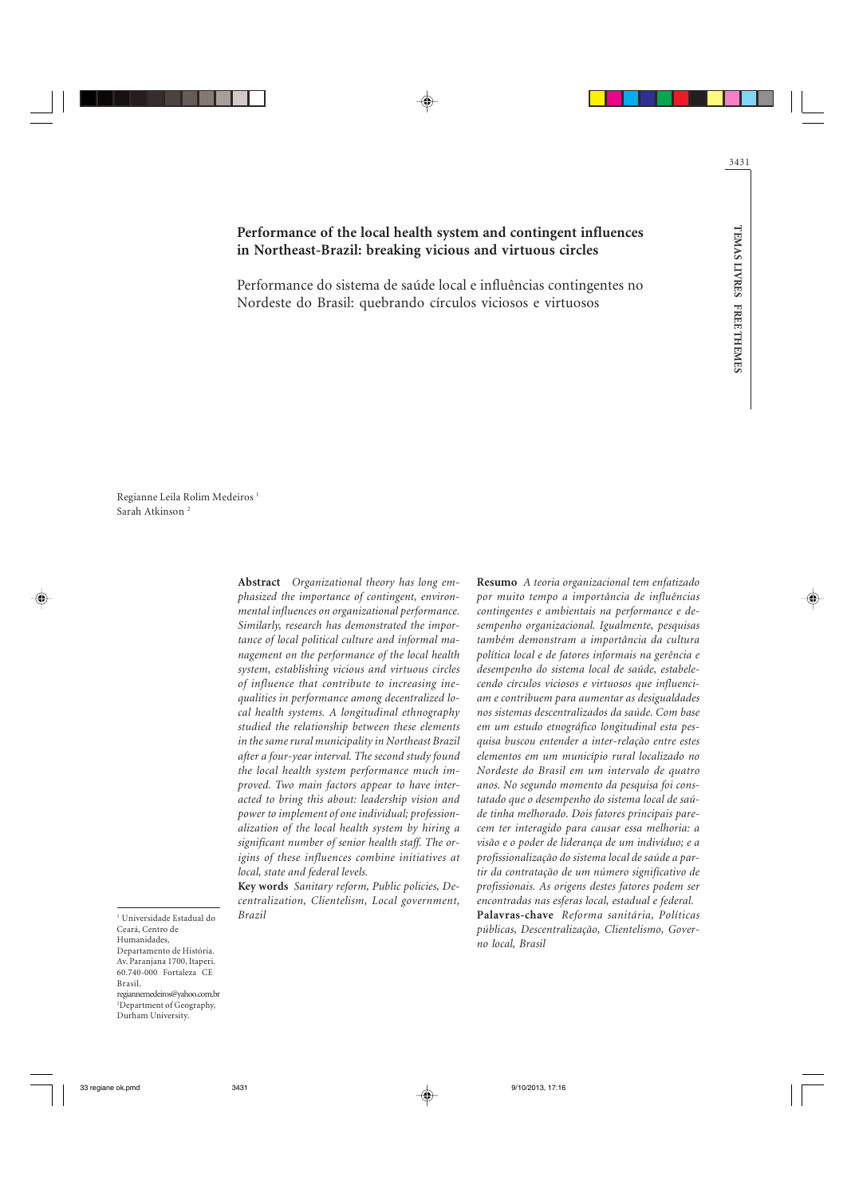# Performance of the local health system and contingent influences in Northeast-Brazil: breaking vicious and virtuous circles

Performance do sistema de saúde local e influências contingentes no Nordeste do Brasil: quebrando círculos viciosos e virtuosos

Regianne Leila Rolim Medeiros [1]
Sarah Atkinson [2]

**Abstract** *Organizational theory has long emphasized the importance of contingent, environmental influences on organizational performance. Similarly, research has demonstrated the importance of local political culture and informal management on the performance of the local health system, establishing vicious and virtuous circles of influence that contribute to increasing inequalities in performance among decentralized local health systems. A longitudinal ethnography studied the relationship between these elements in the same rural municipality in Northeast Brazil after a four-year interval. The second study found the local health system performance much improved. Two main factors appear to have interacted to bring this about: leadership vision and power to implement of one individual; professionalization of the local health system by hiring a significant number of senior health staff. The origins of these influences combine initiatives at local, state and federal levels.*

**Key words** *Sanitary reform, Public policies, Decentralization, Clientelism, Local government, Brazil*

**Resumo** *A teoria organizacional tem enfatizado por muito tempo a importância de influências contingentes e ambientais na performance e desempenho organizacional. Igualmente, pesquisas também demonstram a importância da cultura política local e de fatores informais na gerência e desempenho do sistema local de saúde, estabelecendo círculos viciosos e virtuosos que influenciam e contribuem para aumentar as desigualdades nos sistemas descentralizados da saúde. Com base em um estudo etnográfico longitudinal esta pesquisa buscou entender a inter-relação entre estes elementos em um município rural localizado no Nordeste do Brasil em um intervalo de quatro anos. No segundo momento da pesquisa foi constatado que o desempenho do sistema local de saúde tinha melhorado. Dois fatores principais parecem ter interagido para causar essa melhoria: a visão e o poder de liderança de um indivíduo; e a profissionalização do sistema local de saúde a partir da contratação de um número significativo de profissionais. As origens destes fatores podem ser encontradas nas esferas local, estadual e federal.*

**Palavras-chave** *Reforma sanitária, Políticas públicas, Descentralização, Clientelismo, Governo local, Brasil*

[1] Universidade Estadual do Ceará, Centro de Humanidades, Departamento de História. Av. Paranjana 1700, Itaperi. 60.740-000 Fortaleza CE Brasil. regiannemedeiros@yahoo.com.br
[2] Department of Geography, Durham University.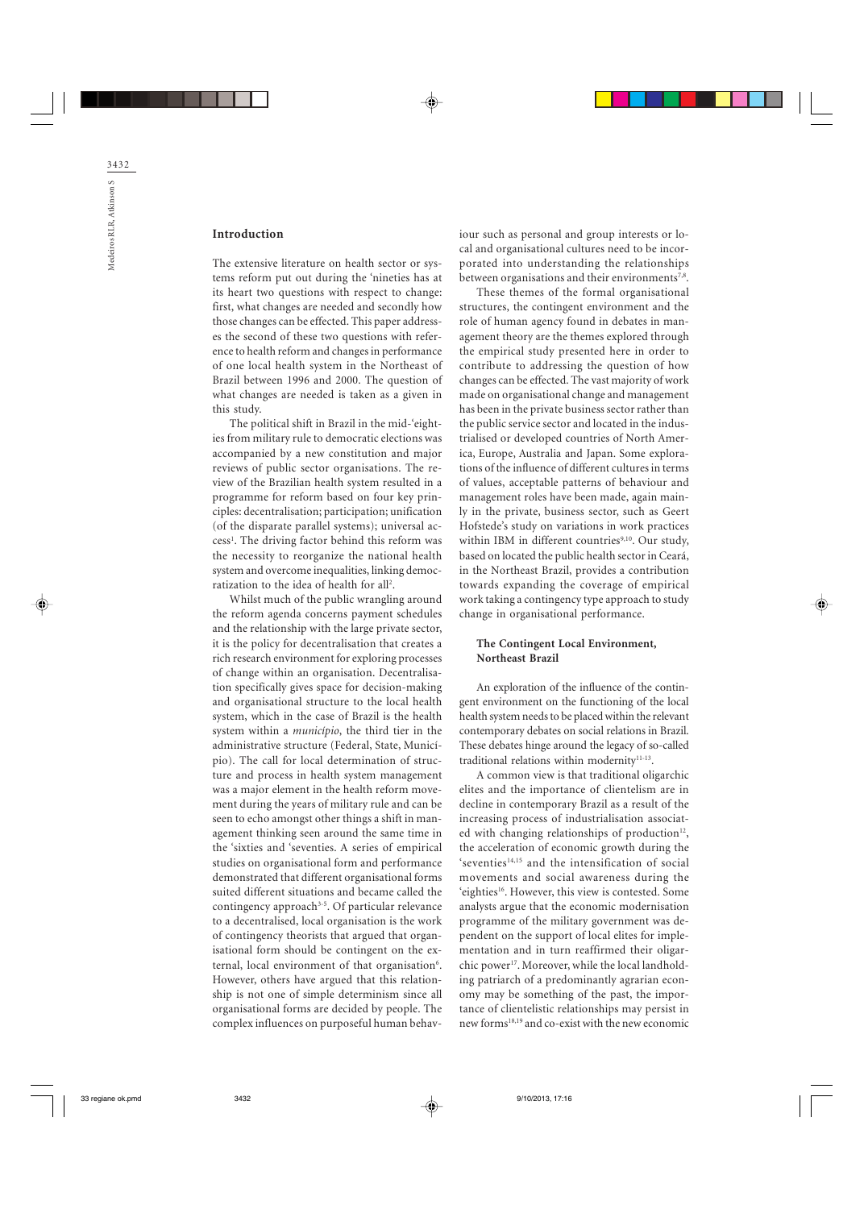## Introduction

The extensive literature on health sector or systems reform put out during the 'nineties has at its heart two questions with respect to change: first, what changes are needed and secondly how those changes can be effected. This paper addresses the second of these two questions with reference to health reform and changes in performance of one local health system in the Northeast of Brazil between 1996 and 2000. The question of what changes are needed is taken as a given in this study.

The political shift in Brazil in the mid-'eighties from military rule to democratic elections was accompanied by a new constitution and major reviews of public sector organisations. The review of the Brazilian health system resulted in a programme for reform based on four key principles: decentralisation; participation; unification (of the disparate parallel systems); universal access[1]. The driving factor behind this reform was the necessity to reorganize the national health system and overcome inequalities, linking democratization to the idea of health for all[2].

Whilst much of the public wrangling around the reform agenda concerns payment schedules and the relationship with the large private sector, it is the policy for decentralisation that creates a rich research environment for exploring processes of change within an organisation. Decentralisation specifically gives space for decision-making and organisational structure to the local health system, which in the case of Brazil is the health system within a *município*, the third tier in the administrative structure (Federal, State, Município). The call for local determination of structure and process in health system management was a major element in the health reform movement during the years of military rule and can be seen to echo amongst other things a shift in management thinking seen around the same time in the 'sixties and 'seventies. A series of empirical studies on organisational form and performance demonstrated that different organisational forms suited different situations and became called the contingency approach[3-5]. Of particular relevance to a decentralised, local organisation is the work of contingency theorists that argued that organisational form should be contingent on the external, local environment of that organisation[6]. However, others have argued that this relationship is not one of simple determinism since all organisational forms are decided by people. The complex influences on purposeful human behaviour such as personal and group interests or local and organisational cultures need to be incorporated into understanding the relationships between organisations and their environments[7,8].

These themes of the formal organisational structures, the contingent environment and the role of human agency found in debates in management theory are the themes explored through the empirical study presented here in order to contribute to addressing the question of how changes can be effected. The vast majority of work made on organisational change and management has been in the private business sector rather than the public service sector and located in the industrialised or developed countries of North America, Europe, Australia and Japan. Some explorations of the influence of different cultures in terms of values, acceptable patterns of behaviour and management roles have been made, again mainly in the private, business sector, such as Geert Hofstede's study on variations in work practices within IBM in different countries[9,10]. Our study, based on located the public health sector in Ceará, in the Northeast Brazil, provides a contribution towards expanding the coverage of empirical work taking a contingency type approach to study change in organisational performance.

### The Contingent Local Environment, Northeast Brazil

An exploration of the influence of the contingent environment on the functioning of the local health system needs to be placed within the relevant contemporary debates on social relations in Brazil. These debates hinge around the legacy of so-called traditional relations within modernity[11-13].

A common view is that traditional oligarchic elites and the importance of clientelism are in decline in contemporary Brazil as a result of the increasing process of industrialisation associated with changing relationships of production[12], the acceleration of economic growth during the 'seventies[14,15] and the intensification of social movements and social awareness during the 'eighties[16]. However, this view is contested. Some analysts argue that the economic modernisation programme of the military government was dependent on the support of local elites for implementation and in turn reaffirmed their oligarchic power[17]. Moreover, while the local landholding patriarch of a predominantly agrarian economy may be something of the past, the importance of clientelistic relationships may persist in new forms[18,19] and co-exist with the new economic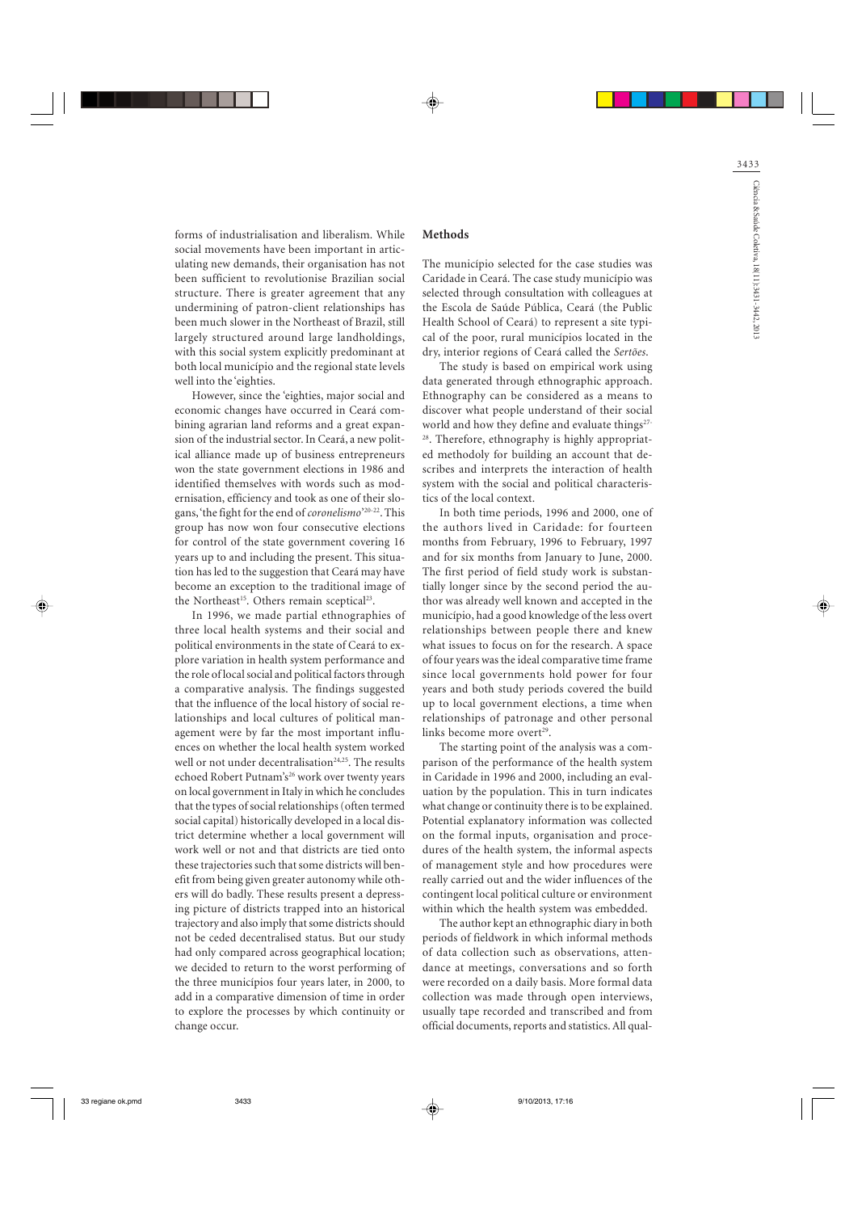forms of industrialisation and liberalism. While social movements have been important in articulating new demands, their organisation has not been sufficient to revolutionise Brazilian social structure. There is greater agreement that any undermining of patron-client relationships has been much slower in the Northeast of Brazil, still largely structured around large landholdings, with this social system explicitly predominant at both local município and the regional state levels well into the 'eighties.

However, since the 'eighties, major social and economic changes have occurred in Ceará combining agrarian land reforms and a great expansion of the industrial sector. In Ceará, a new political alliance made up of business entrepreneurs won the state government elections in 1986 and identified themselves with words such as modernisation, efficiency and took as one of their slogans, 'the fight for the end of *coronelismo*'[20-22]. This group has now won four consecutive elections for control of the state government covering 16 years up to and including the present. This situation has led to the suggestion that Ceará may have become an exception to the traditional image of the Northeast[15]. Others remain sceptical[23].

In 1996, we made partial ethnographies of three local health systems and their social and political environments in the state of Ceará to explore variation in health system performance and the role of local social and political factors through a comparative analysis. The findings suggested that the influence of the local history of social relationships and local cultures of political management were by far the most important influences on whether the local health system worked well or not under decentralisation[24,25]. The results echoed Robert Putnam's[26] work over twenty years on local government in Italy in which he concludes that the types of social relationships (often termed social capital) historically developed in a local district determine whether a local government will work well or not and that districts are tied onto these trajectories such that some districts will benefit from being given greater autonomy while others will do badly. These results present a depressing picture of districts trapped into an historical trajectory and also imply that some districts should not be ceded decentralised status. But our study had only compared across geographical location; we decided to return to the worst performing of the three municípios four years later, in 2000, to add in a comparative dimension of time in order to explore the processes by which continuity or change occur.

## Methods

The município selected for the case studies was Caridade in Ceará. The case study município was selected through consultation with colleagues at the Escola de Saúde Pública, Ceará (the Public Health School of Ceará) to represent a site typical of the poor, rural municípios located in the dry, interior regions of Ceará called the *Sertões*.

The study is based on empirical work using data generated through ethnographic approach. Ethnography can be considered as a means to discover what people understand of their social world and how they define and evaluate things[27-28]. Therefore, ethnography is highly appropriated methodoly for building an account that describes and interprets the interaction of health system with the social and political characteristics of the local context.

In both time periods, 1996 and 2000, one of the authors lived in Caridade: for fourteen months from February, 1996 to February, 1997 and for six months from January to June, 2000. The first period of field study work is substantially longer since by the second period the author was already well known and accepted in the município, had a good knowledge of the less overt relationships between people there and knew what issues to focus on for the research. A space of four years was the ideal comparative time frame since local governments hold power for four years and both study periods covered the build up to local government elections, a time when relationships of patronage and other personal links become more overt[29].

The starting point of the analysis was a comparison of the performance of the health system in Caridade in 1996 and 2000, including an evaluation by the population. This in turn indicates what change or continuity there is to be explained. Potential explanatory information was collected on the formal inputs, organisation and procedures of the health system, the informal aspects of management style and how procedures were really carried out and the wider influences of the contingent local political culture or environment within which the health system was embedded.

The author kept an ethnographic diary in both periods of fieldwork in which informal methods of data collection such as observations, attendance at meetings, conversations and so forth were recorded on a daily basis. More formal data collection was made through open interviews, usually tape recorded and transcribed and from official documents, reports and statistics. All qual-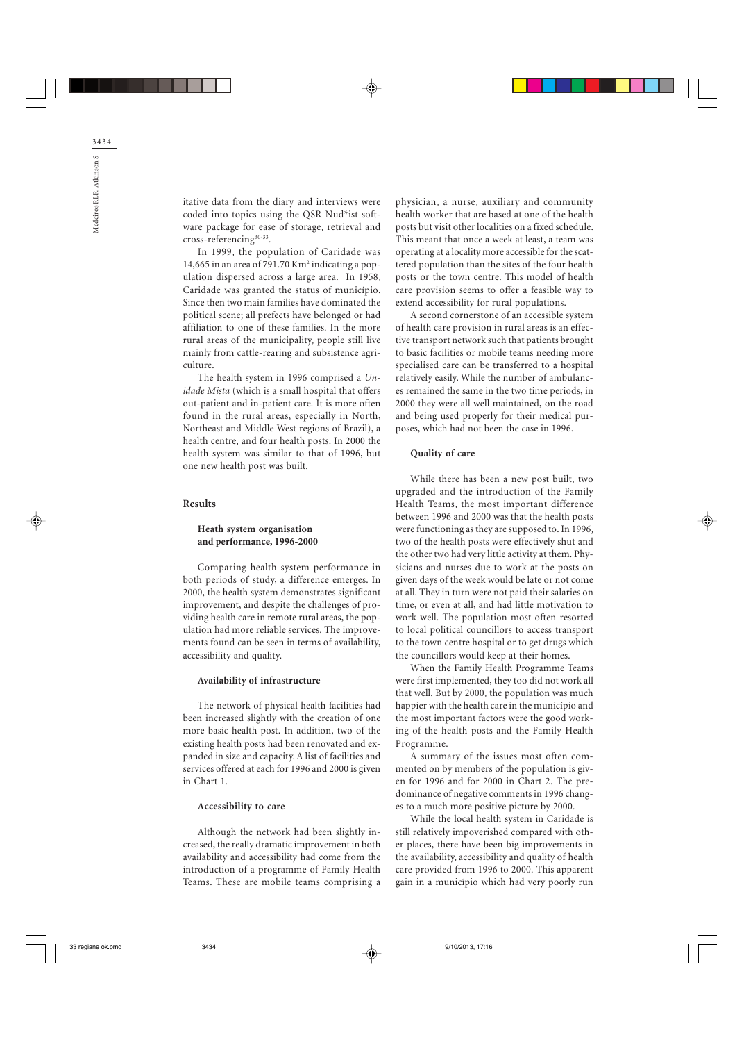itative data from the diary and interviews were coded into topics using the QSR Nud*ist software package for ease of storage, retrieval and cross-referencing[30-33].

In 1999, the population of Caridade was 14,665 in an area of 791.70 Km² indicating a population dispersed across a large area. In 1958, Caridade was granted the status of município. Since then two main families have dominated the political scene; all prefects have belonged or had affiliation to one of these families. In the more rural areas of the municipality, people still live mainly from cattle-rearing and subsistence agriculture.

The health system in 1996 comprised a *Unidade Mista* (which is a small hospital that offers out-patient and in-patient care. It is more often found in the rural areas, especially in North, Northeast and Middle West regions of Brazil), a health centre, and four health posts. In 2000 the health system was similar to that of 1996, but one new health post was built.

## Results

### Heath system organisation and performance, 1996-2000

Comparing health system performance in both periods of study, a difference emerges. In 2000, the health system demonstrates significant improvement, and despite the challenges of providing health care in remote rural areas, the population had more reliable services. The improvements found can be seen in terms of availability, accessibility and quality.

#### Availability of infrastructure

The network of physical health facilities had been increased slightly with the creation of one more basic health post. In addition, two of the existing health posts had been renovated and expanded in size and capacity. A list of facilities and services offered at each for 1996 and 2000 is given in Chart 1.

#### Accessibility to care

Although the network had been slightly increased, the really dramatic improvement in both availability and accessibility had come from the introduction of a programme of Family Health Teams. These are mobile teams comprising a physician, a nurse, auxiliary and community health worker that are based at one of the health posts but visit other localities on a fixed schedule. This meant that once a week at least, a team was operating at a locality more accessible for the scattered population than the sites of the four health posts or the town centre. This model of health care provision seems to offer a feasible way to extend accessibility for rural populations.

A second cornerstone of an accessible system of health care provision in rural areas is an effective transport network such that patients brought to basic facilities or mobile teams needing more specialised care can be transferred to a hospital relatively easily. While the number of ambulances remained the same in the two time periods, in 2000 they were all well maintained, on the road and being used properly for their medical purposes, which had not been the case in 1996.

#### Quality of care

While there has been a new post built, two upgraded and the introduction of the Family Health Teams, the most important difference between 1996 and 2000 was that the health posts were functioning as they are supposed to. In 1996, two of the health posts were effectively shut and the other two had very little activity at them. Physicians and nurses due to work at the posts on given days of the week would be late or not come at all. They in turn were not paid their salaries on time, or even at all, and had little motivation to work well. The population most often resorted to local political councillors to access transport to the town centre hospital or to get drugs which the councillors would keep at their homes.

When the Family Health Programme Teams were first implemented, they too did not work all that well. But by 2000, the population was much happier with the health care in the município and the most important factors were the good working of the health posts and the Family Health Programme.

A summary of the issues most often commented on by members of the population is given for 1996 and for 2000 in Chart 2. The predominance of negative comments in 1996 changes to a much more positive picture by 2000.

While the local health system in Caridade is still relatively impoverished compared with other places, there have been big improvements in the availability, accessibility and quality of health care provided from 1996 to 2000. This apparent gain in a município which had very poorly run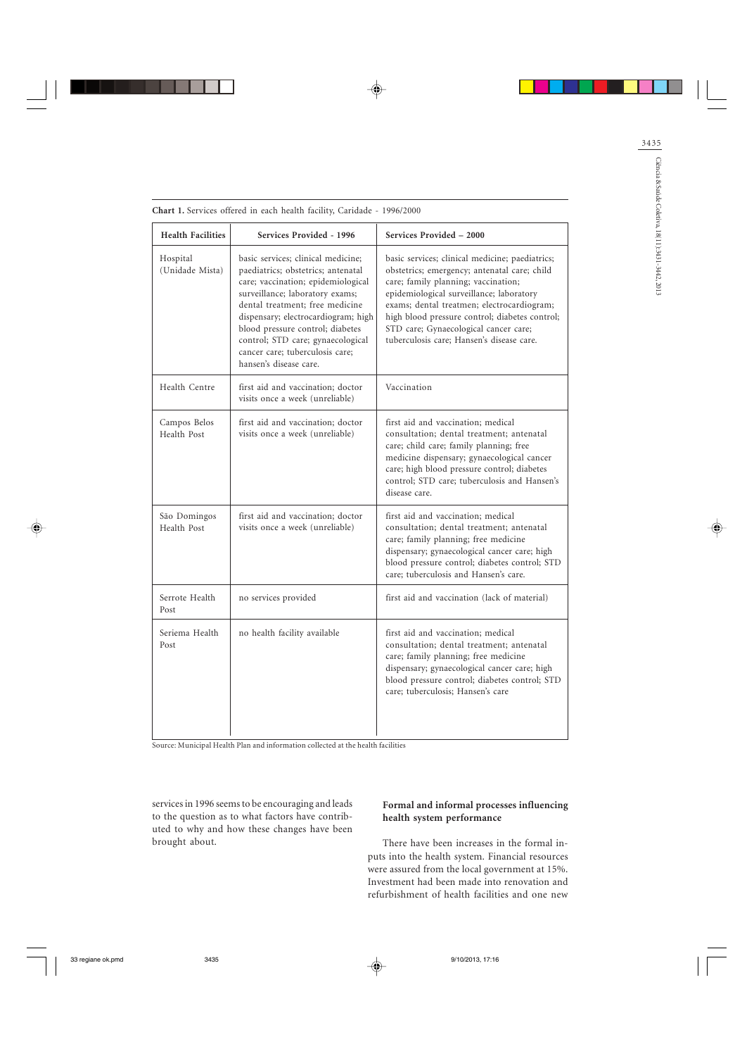**Chart 1.** Services offered in each health facility, Caridade - 1996/2000

| Health Facilities | Services Provided - 1996 | Services Provided – 2000 |
|---|---|---|
| Hospital (Unidade Mista) | basic services; clinical medicine; paediatrics; obstetrics; antenatal care; vaccination; epidemiological surveillance; laboratory exams; dental treatment; free medicine dispensary; electrocardiogram; high blood pressure control; diabetes control; STD care; gynaecological cancer care; tuberculosis care; hansen's disease care. | basic services; clinical medicine; paediatrics; obstetrics; emergency; antenatal care; child care; family planning; vaccination; epidemiological surveillance; laboratory exams; dental treatmen; electrocardiogram; high blood pressure control; diabetes control; STD care; Gynaecological cancer care; tuberculosis care; Hansen's disease care. |
| Health Centre | first aid and vaccination; doctor visits once a week (unreliable) | Vaccination |
| Campos Belos Health Post | first aid and vaccination; doctor visits once a week (unreliable) | first aid and vaccination; medical consultation; dental treatment; antenatal care; child care; family planning; free medicine dispensary; gynaecological cancer care; high blood pressure control; diabetes control; STD care; tuberculosis and Hansen's disease care. |
| São Domingos Health Post | first aid and vaccination; doctor visits once a week (unreliable) | first aid and vaccination; medical consultation; dental treatment; antenatal care; family planning; free medicine dispensary; gynaecological cancer care; high blood pressure control; diabetes control; STD care; tuberculosis and Hansen's care. |
| Serrote Health Post | no services provided | first aid and vaccination (lack of material) |
| Seriema Health Post | no health facility available | first aid and vaccination; medical consultation; dental treatment; antenatal care; family planning; free medicine dispensary; gynaecological cancer care; high blood pressure control; diabetes control; STD care; tuberculosis; Hansen's care |

Source: Municipal Health Plan and information collected at the health facilities

services in 1996 seems to be encouraging and leads to the question as to what factors have contributed to why and how these changes have been brought about.

### Formal and informal processes influencing health system performance

There have been increases in the formal inputs into the health system. Financial resources were assured from the local government at 15%. Investment had been made into renovation and refurbishment of health facilities and one new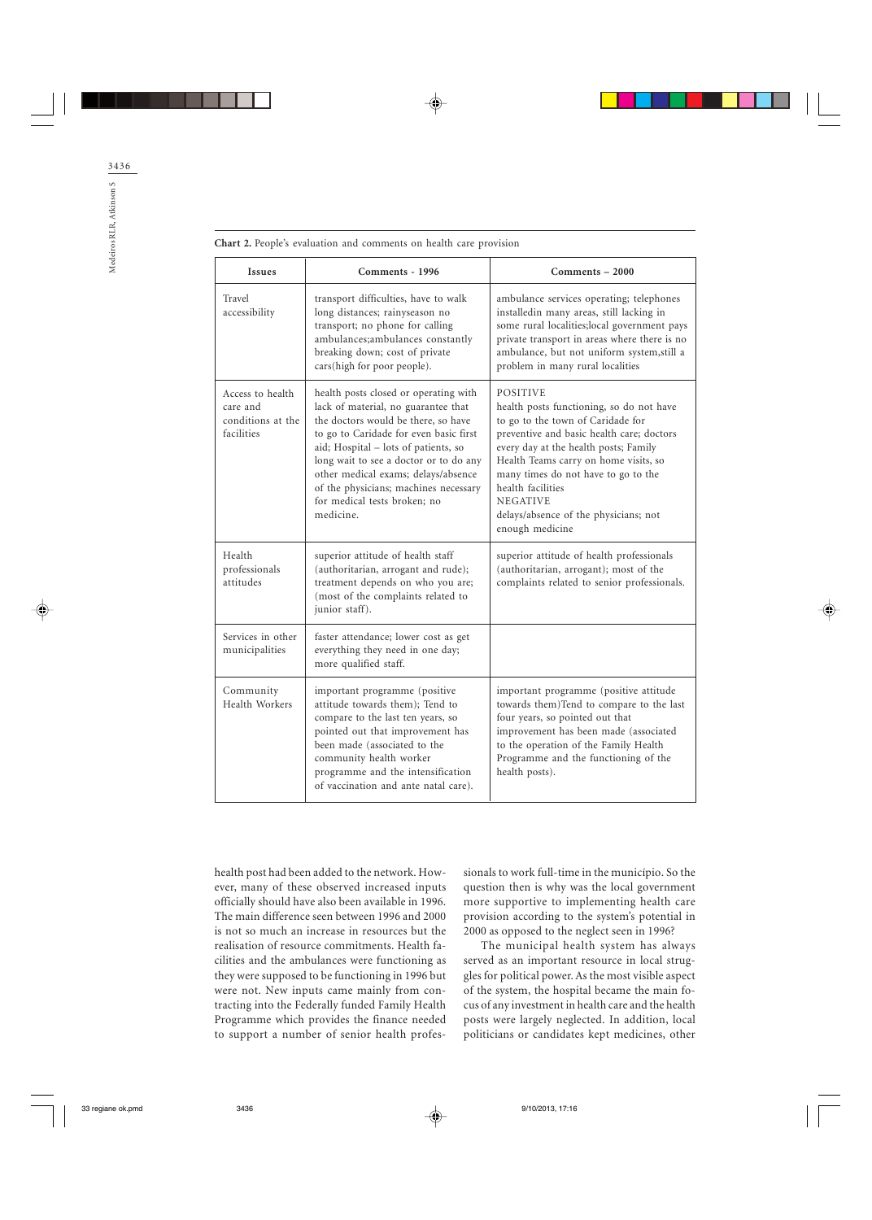**Chart 2.** People's evaluation and comments on health care provision

| Issues | Comments - 1996 | Comments – 2000 |
|---|---|---|
| Travel accessibility | transport difficulties, have to walk long distances; rainyseason no transport; no phone for calling ambulances;ambulances constantly breaking down; cost of private cars(high for poor people). | ambulance services operating; telephones installedin many areas, still lacking in some rural localities;local government pays private transport in areas where there is no ambulance, but not uniform system,still a problem in many rural localities |
| Access to health care and conditions at the facilities | health posts closed or operating with lack of material, no guarantee that the doctors would be there, so have to go to Caridade for even basic first aid; Hospital – lots of patients, so long wait to see a doctor or to do any other medical exams; delays/absence of the physicians; machines necessary for medical tests broken; no medicine. | POSITIVE health posts functioning, so do not have to go to the town of Caridade for preventive and basic health care; doctors every day at the health posts; Family Health Teams carry on home visits, so many times do not have to go to the health facilities NEGATIVE delays/absence of the physicians; not enough medicine |
| Health professionals attitudes | superior attitude of health staff (authoritarian, arrogant and rude); treatment depends on who you are; (most of the complaints related to junior staff). | superior attitude of health professionals (authoritarian, arrogant); most of the complaints related to senior professionals. |
| Services in other municipalities | faster attendance; lower cost as get everything they need in one day; more qualified staff. | |
| Community Health Workers | important programme (positive attitude towards them); Tend to compare to the last ten years, so pointed out that improvement has been made (associated to the community health worker programme and the intensification of vaccination and ante natal care). | important programme (positive attitude towards them)Tend to compare to the last four years, so pointed out that improvement has been made (associated to the operation of the Family Health Programme and the functioning of the health posts). |

health post had been added to the network. However, many of these observed increased inputs officially should have also been available in 1996. The main difference seen between 1996 and 2000 is not so much an increase in resources but the realisation of resource commitments. Health facilities and the ambulances were functioning as they were supposed to be functioning in 1996 but were not. New inputs came mainly from contracting into the Federally funded Family Health Programme which provides the finance needed to support a number of senior health professionals to work full-time in the município. So the question then is why was the local government more supportive to implementing health care provision according to the system's potential in 2000 as opposed to the neglect seen in 1996?

The municipal health system has always served as an important resource in local struggles for political power. As the most visible aspect of the system, the hospital became the main focus of any investment in health care and the health posts were largely neglected. In addition, local politicians or candidates kept medicines, other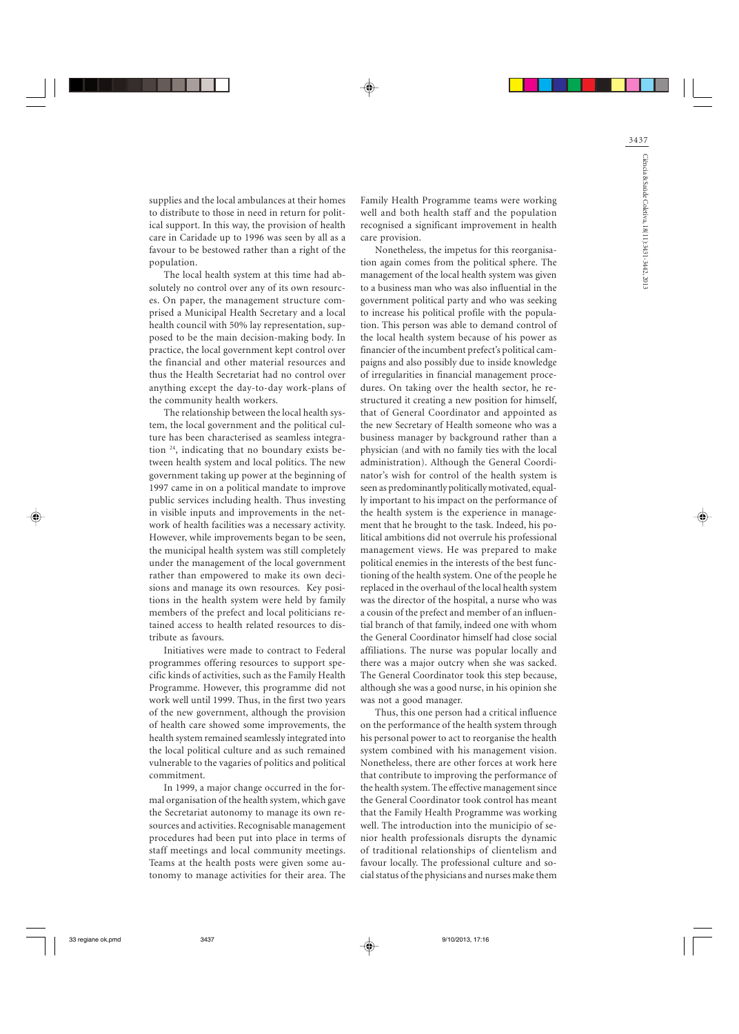supplies and the local ambulances at their homes to distribute to those in need in return for political support. In this way, the provision of health care in Caridade up to 1996 was seen by all as a favour to be bestowed rather than a right of the population.

The local health system at this time had absolutely no control over any of its own resources. On paper, the management structure comprised a Municipal Health Secretary and a local health council with 50% lay representation, supposed to be the main decision-making body. In practice, the local government kept control over the financial and other material resources and thus the Health Secretariat had no control over anything except the day-to-day work-plans of the community health workers.

The relationship between the local health system, the local government and the political culture has been characterised as seamless integration [24], indicating that no boundary exists between health system and local politics. The new government taking up power at the beginning of 1997 came in on a political mandate to improve public services including health. Thus investing in visible inputs and improvements in the network of health facilities was a necessary activity. However, while improvements began to be seen, the municipal health system was still completely under the management of the local government rather than empowered to make its own decisions and manage its own resources. Key positions in the health system were held by family members of the prefect and local politicians retained access to health related resources to distribute as favours.

Initiatives were made to contract to Federal programmes offering resources to support specific kinds of activities, such as the Family Health Programme. However, this programme did not work well until 1999. Thus, in the first two years of the new government, although the provision of health care showed some improvements, the health system remained seamlessly integrated into the local political culture and as such remained vulnerable to the vagaries of politics and political commitment.

In 1999, a major change occurred in the formal organisation of the health system, which gave the Secretariat autonomy to manage its own resources and activities. Recognisable management procedures had been put into place in terms of staff meetings and local community meetings. Teams at the health posts were given some autonomy to manage activities for their area. The Family Health Programme teams were working well and both health staff and the population recognised a significant improvement in health care provision.

Nonetheless, the impetus for this reorganisation again comes from the political sphere. The management of the local health system was given to a business man who was also influential in the government political party and who was seeking to increase his political profile with the population. This person was able to demand control of the local health system because of his power as financier of the incumbent prefect's political campaigns and also possibly due to inside knowledge of irregularities in financial management procedures. On taking over the health sector, he restructured it creating a new position for himself, that of General Coordinator and appointed as the new Secretary of Health someone who was a business manager by background rather than a physician (and with no family ties with the local administration). Although the General Coordinator's wish for control of the health system is seen as predominantly politically motivated, equally important to his impact on the performance of the health system is the experience in management that he brought to the task. Indeed, his political ambitions did not overrule his professional management views. He was prepared to make political enemies in the interests of the best functioning of the health system. One of the people he replaced in the overhaul of the local health system was the director of the hospital, a nurse who was a cousin of the prefect and member of an influential branch of that family, indeed one with whom the General Coordinator himself had close social affiliations. The nurse was popular locally and there was a major outcry when she was sacked. The General Coordinator took this step because, although she was a good nurse, in his opinion she was not a good manager.

Thus, this one person had a critical influence on the performance of the health system through his personal power to act to reorganise the health system combined with his management vision. Nonetheless, there are other forces at work here that contribute to improving the performance of the health system. The effective management since the General Coordinator took control has meant that the Family Health Programme was working well. The introduction into the município of senior health professionals disrupts the dynamic of traditional relationships of clientelism and favour locally. The professional culture and social status of the physicians and nurses make them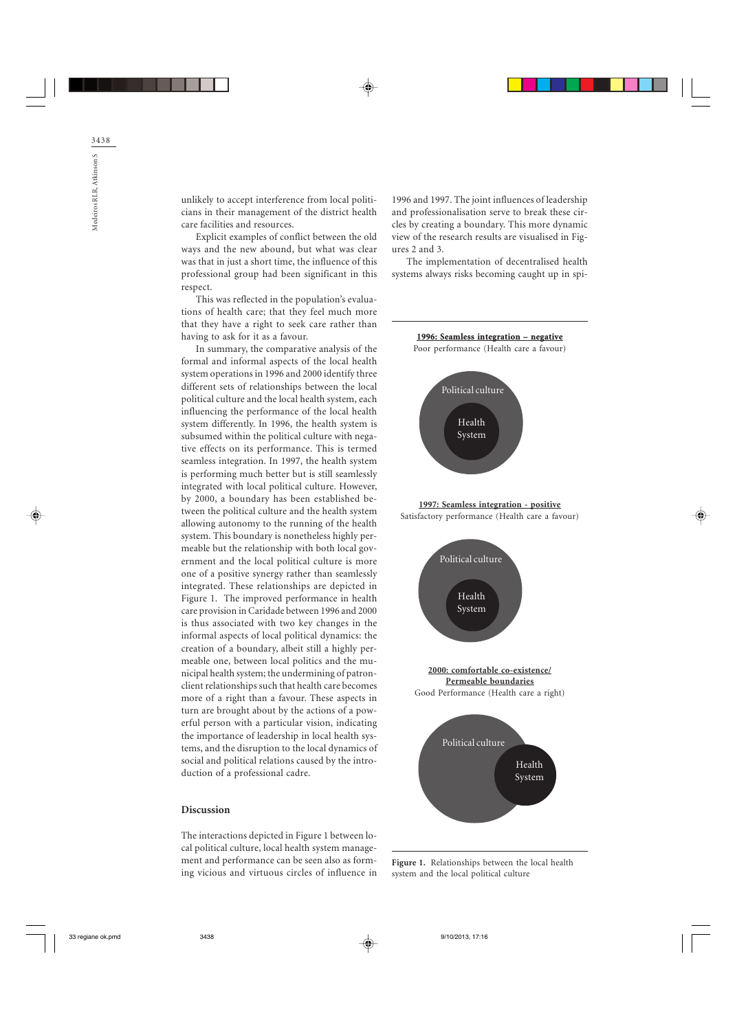unlikely to accept interference from local politicians in their management of the district health care facilities and resources.

Explicit examples of conflict between the old ways and the new abound, but what was clear was that in just a short time, the influence of this professional group had been significant in this respect.

This was reflected in the population's evaluations of health care; that they feel much more that they have a right to seek care rather than having to ask for it as a favour.

In summary, the comparative analysis of the formal and informal aspects of the local health system operations in 1996 and 2000 identify three different sets of relationships between the local political culture and the local health system, each influencing the performance of the local health system differently. In 1996, the health system is subsumed within the political culture with negative effects on its performance. This is termed seamless integration. In 1997, the health system is performing much better but is still seamlessly integrated with local political culture. However, by 2000, a boundary has been established between the political culture and the health system allowing autonomy to the running of the health system. This boundary is nonetheless highly permeable but the relationship with both local government and the local political culture is more one of a positive synergy rather than seamlessly integrated. These relationships are depicted in Figure 1. The improved performance in health care provision in Caridade between 1996 and 2000 is thus associated with two key changes in the informal aspects of local political dynamics: the creation of a boundary, albeit still a highly permeable one, between local politics and the municipal health system; the undermining of patron-client relationships such that health care becomes more of a right than a favour. These aspects in turn are brought about by the actions of a powerful person with a particular vision, indicating the importance of leadership in local health systems, and the disruption to the local dynamics of social and political relations caused by the introduction of a professional cadre.

## Discussion

The interactions depicted in Figure 1 between local political culture, local health system management and performance can be seen also as forming vicious and virtuous circles of influence in 1996 and 1997. The joint influences of leadership and professionalisation serve to break these circles by creating a boundary. This more dynamic view of the research results are visualised in Figures 2 and 3.

The implementation of decentralised health systems always risks becoming caught up in spi-

**1996: Seamless integration – negative**
Poor performance (Health care a favour)

Political culture / Health System

**1997: Seamless integration - positive**
Satisfactory performance (Health care a favour)

Political culture / Health System

**2000: comfortable co-existence/ Permeable boundaries**
Good Performance (Health care a right)

Political culture / Health System

**Figure 1.** Relationships between the local health system and the local political culture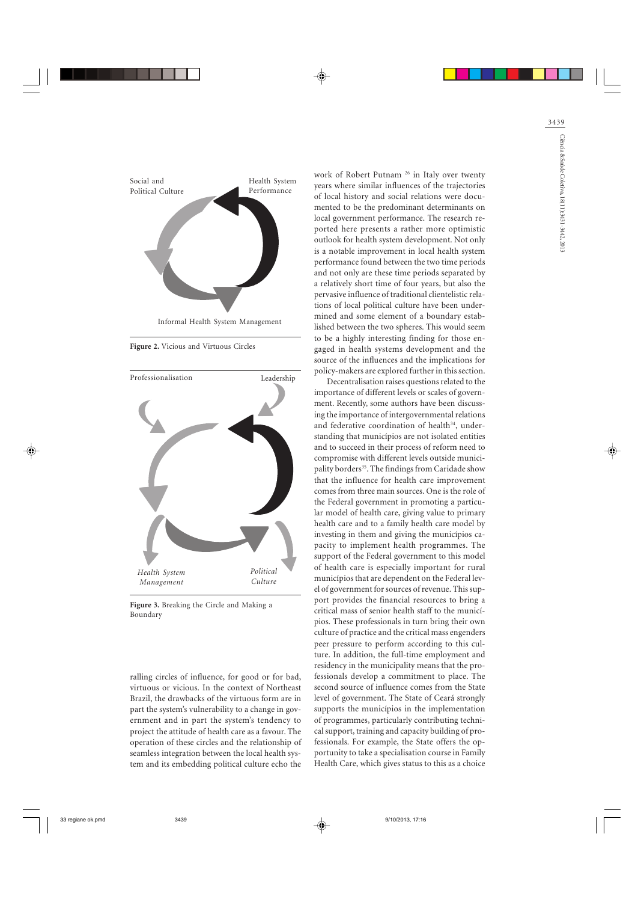Social and Political Culture

Health System Performance

Informal Health System Management

**Figure 2.** Vicious and Virtuous Circles

Professionalisation

Leadership

*Health System Management*

*Political Culture*

**Figure 3.** Breaking the Circle and Making a Boundary

ralling circles of influence, for good or for bad, virtuous or vicious. In the context of Northeast Brazil, the drawbacks of the virtuous form are in part the system's vulnerability to a change in government and in part the system's tendency to project the attitude of health care as a favour. The operation of these circles and the relationship of seamless integration between the local health system and its embedding political culture echo the work of Robert Putnam [26] in Italy over twenty years where similar influences of the trajectories of local history and social relations were documented to be the predominant determinants on local government performance. The research reported here presents a rather more optimistic outlook for health system development. Not only is a notable improvement in local health system performance found between the two time periods and not only are these time periods separated by a relatively short time of four years, but also the pervasive influence of traditional clientelistic relations of local political culture have been undermined and some element of a boundary established between the two spheres. This would seem to be a highly interesting finding for those engaged in health systems development and the source of the influences and the implications for policy-makers are explored further in this section.

Decentralisation raises questions related to the importance of different levels or scales of government. Recently, some authors have been discussing the importance of intergovernmental relations and federative coordination of health[34], understanding that municípios are not isolated entities and to succeed in their process of reform need to compromise with different levels outside municipality borders[35]. The findings from Caridade show that the influence for health care improvement comes from three main sources. One is the role of the Federal government in promoting a particular model of health care, giving value to primary health care and to a family health care model by investing in them and giving the municípios capacity to implement health programmes. The support of the Federal government to this model of health care is especially important for rural municípios that are dependent on the Federal level of government for sources of revenue. This support provides the financial resources to bring a critical mass of senior health staff to the municípios. These professionals in turn bring their own culture of practice and the critical mass engenders peer pressure to perform according to this culture. In addition, the full-time employment and residency in the municipality means that the professionals develop a commitment to place. The second source of influence comes from the State level of government. The State of Ceará strongly supports the municípios in the implementation of programmes, particularly contributing technical support, training and capacity building of professionals. For example, the State offers the opportunity to take a specialisation course in Family Health Care, which gives status to this as a choice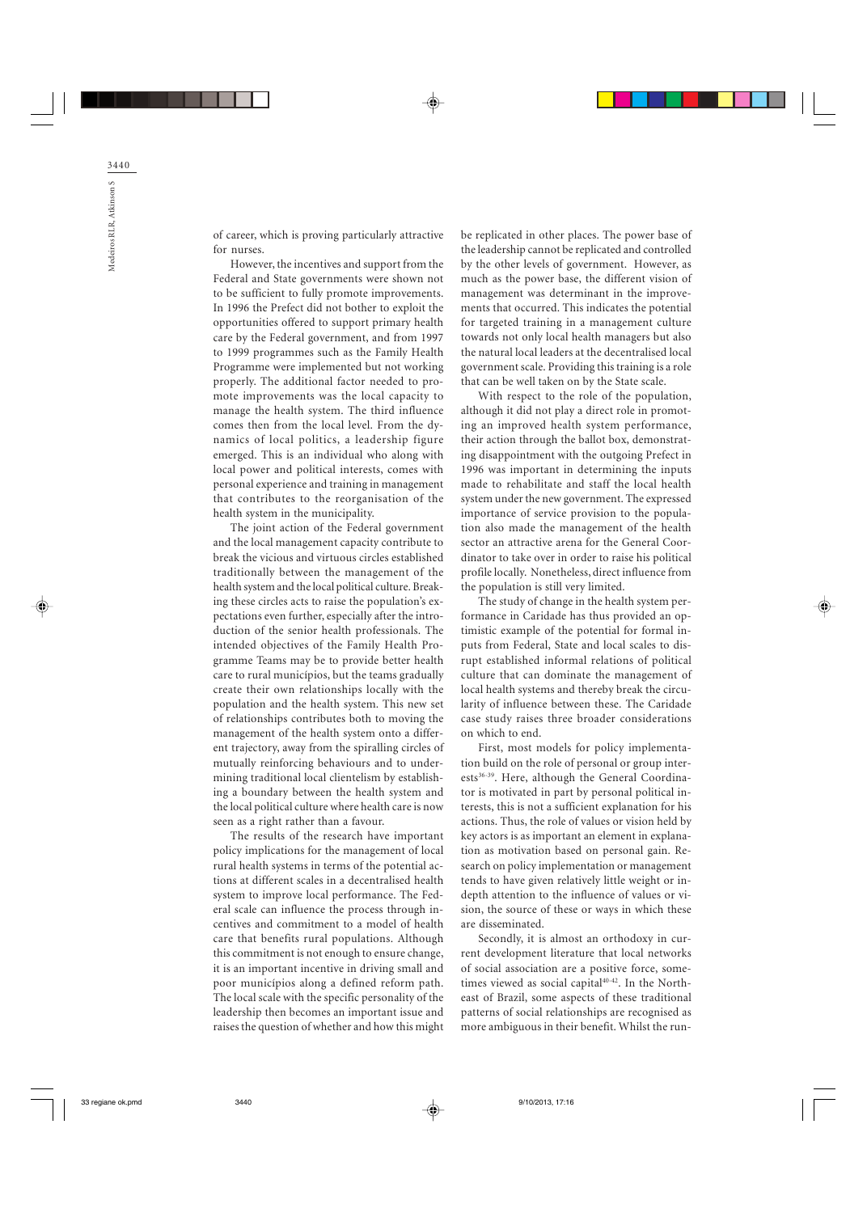of career, which is proving particularly attractive for nurses.

However, the incentives and support from the Federal and State governments were shown not to be sufficient to fully promote improvements. In 1996 the Prefect did not bother to exploit the opportunities offered to support primary health care by the Federal government, and from 1997 to 1999 programmes such as the Family Health Programme were implemented but not working properly. The additional factor needed to promote improvements was the local capacity to manage the health system. The third influence comes then from the local level. From the dynamics of local politics, a leadership figure emerged. This is an individual who along with local power and political interests, comes with personal experience and training in management that contributes to the reorganisation of the health system in the municipality.

The joint action of the Federal government and the local management capacity contribute to break the vicious and virtuous circles established traditionally between the management of the health system and the local political culture. Breaking these circles acts to raise the population's expectations even further, especially after the introduction of the senior health professionals. The intended objectives of the Family Health Programme Teams may be to provide better health care to rural municípios, but the teams gradually create their own relationships locally with the population and the health system. This new set of relationships contributes both to moving the management of the health system onto a different trajectory, away from the spiralling circles of mutually reinforcing behaviours and to undermining traditional local clientelism by establishing a boundary between the health system and the local political culture where health care is now seen as a right rather than a favour.

The results of the research have important policy implications for the management of local rural health systems in terms of the potential actions at different scales in a decentralised health system to improve local performance. The Federal scale can influence the process through incentives and commitment to a model of health care that benefits rural populations. Although this commitment is not enough to ensure change, it is an important incentive in driving small and poor municípios along a defined reform path. The local scale with the specific personality of the leadership then becomes an important issue and raises the question of whether and how this might be replicated in other places. The power base of the leadership cannot be replicated and controlled by the other levels of government. However, as much as the power base, the different vision of management was determinant in the improvements that occurred. This indicates the potential for targeted training in a management culture towards not only local health managers but also the natural local leaders at the decentralised local government scale. Providing this training is a role that can be well taken on by the State scale.

With respect to the role of the population, although it did not play a direct role in promoting an improved health system performance, their action through the ballot box, demonstrating disappointment with the outgoing Prefect in 1996 was important in determining the inputs made to rehabilitate and staff the local health system under the new government. The expressed importance of service provision to the population also made the management of the health sector an attractive arena for the General Coordinator to take over in order to raise his political profile locally. Nonetheless, direct influence from the population is still very limited.

The study of change in the health system performance in Caridade has thus provided an optimistic example of the potential for formal inputs from Federal, State and local scales to disrupt established informal relations of political culture that can dominate the management of local health systems and thereby break the circularity of influence between these. The Caridade case study raises three broader considerations on which to end.

First, most models for policy implementation build on the role of personal or group interests[36-39]. Here, although the General Coordinator is motivated in part by personal political interests, this is not a sufficient explanation for his actions. Thus, the role of values or vision held by key actors is as important an element in explanation as motivation based on personal gain. Research on policy implementation or management tends to have given relatively little weight or in-depth attention to the influence of values or vision, the source of these or ways in which these are disseminated.

Secondly, it is almost an orthodoxy in current development literature that local networks of social association are a positive force, sometimes viewed as social capital[40-42]. In the Northeast of Brazil, some aspects of these traditional patterns of social relationships are recognised as more ambiguous in their benefit. Whilst the run-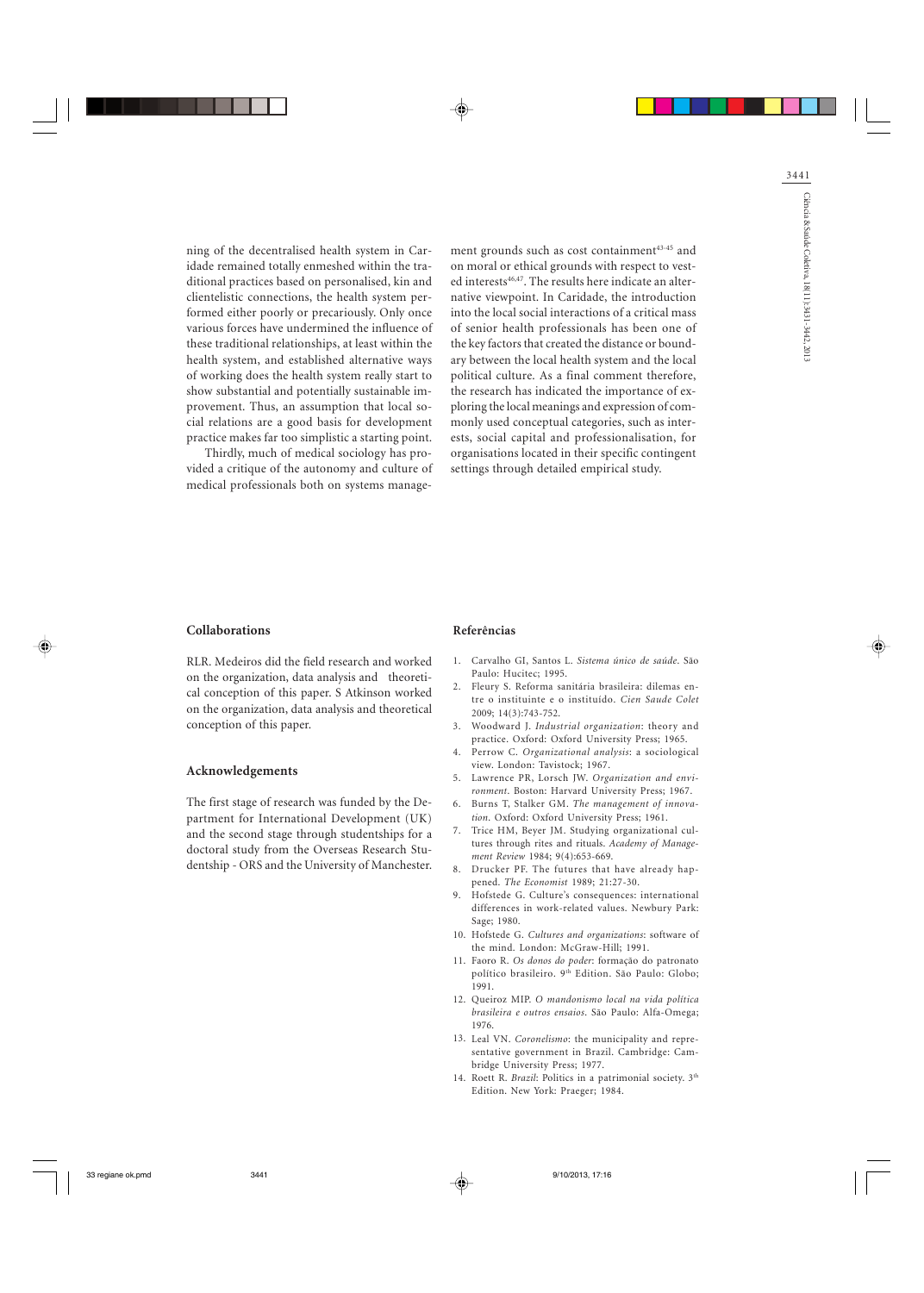ning of the decentralised health system in Caridade remained totally enmeshed within the traditional practices based on personalised, kin and clientelistic connections, the health system performed either poorly or precariously. Only once various forces have undermined the influence of these traditional relationships, at least within the health system, and established alternative ways of working does the health system really start to show substantial and potentially sustainable improvement. Thus, an assumption that local social relations are a good basis for development practice makes far too simplistic a starting point.

Thirdly, much of medical sociology has provided a critique of the autonomy and culture of medical professionals both on systems management grounds such as cost containment[43-45] and on moral or ethical grounds with respect to vested interests[46,47]. The results here indicate an alternative viewpoint. In Caridade, the introduction into the local social interactions of a critical mass of senior health professionals has been one of the key factors that created the distance or boundary between the local health system and the local political culture. As a final comment therefore, the research has indicated the importance of exploring the local meanings and expression of commonly used conceptual categories, such as interests, social capital and professionalisation, for organisations located in their specific contingent settings through detailed empirical study.

## Collaborations

RLR. Medeiros did the field research and worked on the organization, data analysis and theoretical conception of this paper. S Atkinson worked on the organization, data analysis and theoretical conception of this paper.

## Acknowledgements

The first stage of research was funded by the Department for International Development (UK) and the second stage through studentships for a doctoral study from the Overseas Research Studentship - ORS and the University of Manchester.

## Referências

1. Carvalho GI, Santos L. *Sistema único de saúde*. São Paulo: Hucitec; 1995.
2. Fleury S. Reforma sanitária brasileira: dilemas entre o instituinte e o instituído. *Cien Saude Colet* 2009; 14(3):743-752.
3. Woodward J. *Industrial organization*: theory and practice. Oxford: Oxford University Press; 1965.
4. Perrow C. *Organizational analysis*: a sociological view. London: Tavistock; 1967.
5. Lawrence PR, Lorsch JW. *Organization and environment*. Boston: Harvard University Press; 1967.
6. Burns T, Stalker GM. *The management of innovation*. Oxford: Oxford University Press; 1961.
7. Trice HM, Beyer JM. Studying organizational cultures through rites and rituals. *Academy of Management Review* 1984; 9(4):653-669.
8. Drucker PF. The futures that have already happened. *The Economist* 1989; 21:27-30.
9. Hofstede G. Culture's consequences: international differences in work-related values. Newbury Park: Sage; 1980.
10. Hofstede G. *Cultures and organizations*: software of the mind. London: McGraw-Hill; 1991.
11. Faoro R. *Os donos do poder*: formação do patronato político brasileiro. 9th Edition. São Paulo: Globo; 1991.
12. Queiroz MIP. *O mandonismo local na vida política brasileira e outros ensaios*. São Paulo: Alfa-Omega; 1976.
13. Leal VN. *Coronelismo*: the municipality and representative government in Brazil. Cambridge: Cambridge University Press; 1977.
14. Roett R. *Brazil*: Politics in a patrimonial society. 3th Edition. New York: Praeger; 1984.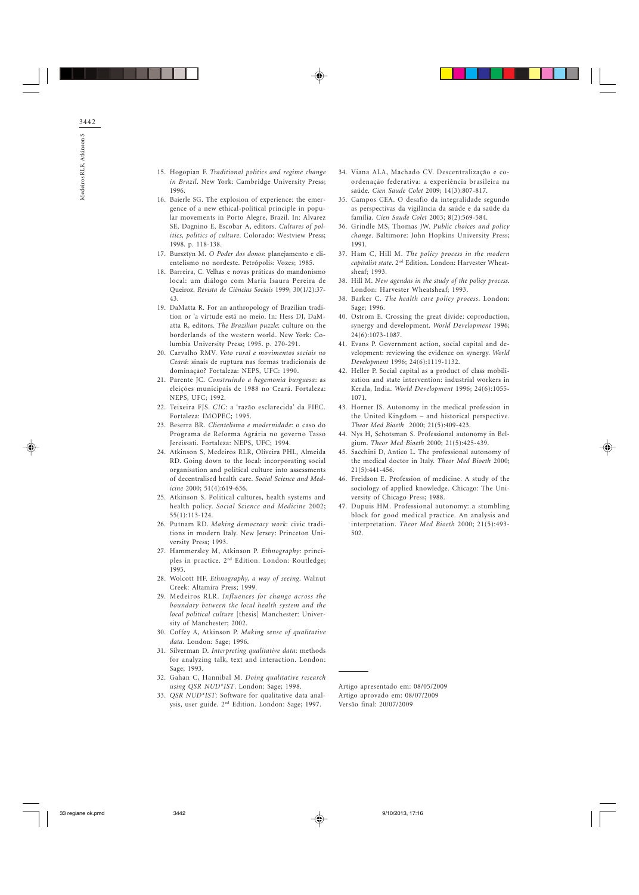15. Hogopian F. *Traditional politics and regime change in Brazil*. New York: Cambridge University Press; 1996.
16. Baierle SG. The explosion of experience: the emergence of a new ethical-political principle in popular movements in Porto Alegre, Brazil. In: Alvarez SE, Dagnino E, Escobar A, editors. *Cultures of politics, politics of culture*. Colorado: Westview Press; 1998. p. 118-138.
17. Bursztyn M. *O Poder dos donos*: planejamento e clientelismo no nordeste. Petrópolis: Vozes; 1985.
18. Barreira, C. Velhas e novas práticas do mandonismo local: um diálogo com Maria Isaura Pereira de Queiroz. *Revista de Ciências Sociais* 1999; 30(1/2):37-43.
19. DaMatta R. For an anthropology of Brazilian tradition or 'a virtude está no meio. In: Hess DJ, DaMatta R, editors. *The Brazilian puzzle*: culture on the borderlands of the western world. New York: Columbia University Press; 1995. p. 270-291.
20. Carvalho RMV. *Voto rural e movimentos sociais no Ceará*: sinais de ruptura nas formas tradicionais de dominação? Fortaleza: NEPS, UFC: 1990.
21. Parente JC. *Construindo a hegemonia burguesa*: as eleições municipais de 1988 no Ceará. Fortaleza: NEPS, UFC; 1992.
22. Teixeira FJS. *CIC*: a 'razão esclarecida' da FIEC. Fortaleza: IMOPEC; 1995.
23. Beserra BR. *Clientelismo e modernidade*: o caso do Programa de Reforma Agrária no governo Tasso Jereissati. Fortaleza: NEPS, UFC; 1994.
24. Atkinson S, Medeiros RLR, Oliveira PHL, Almeida RD. Going down to the local: incorporating social organisation and political culture into assessments of decentralised health care. *Social Science and Medicine* 2000; 51(4):619-636.
25. Atkinson S. Political cultures, health systems and health policy. *Social Science and Medicine* 2002; 55(1):113-124.
26. Putnam RD. *Making democracy work*: civic traditions in modern Italy. New Jersey: Princeton University Press; 1993.
27. Hammersley M, Atkinson P. *Ethnography*: principles in practice. 2nd Edition. London: Routledge; 1995.
28. Wolcott HF. *Ethnography, a way of seeing*. Walnut Creek: Altamira Press; 1999.
29. Medeiros RLR. *Influences for change across the boundary between the local health system and the local political culture* [thesis] Manchester: University of Manchester; 2002.
30. Coffey A, Atkinson P. *Making sense of qualitative data*. London: Sage; 1996.
31. Silverman D. *Interpreting qualitative data*: methods for analyzing talk, text and interaction. London: Sage; 1993.
32. Gahan C, Hannibal M. *Doing qualitative research using QSR NUD*IST*. London: Sage; 1998.
33. *QSR NUD*IST*: Software for qualitative data analysis, user guide. 2nd Edition. London: Sage; 1997.
34. Viana ALA, Machado CV. Descentralização e coordenação federativa: a experiência brasileira na saúde. *Cien Saude Colet* 2009; 14(3):807-817.
35. Campos CEA. O desafio da integralidade segundo as perspectivas da vigilância da saúde e da saúde da família. *Cien Saude Colet* 2003; 8(2):569-584.
36. Grindle MS, Thomas JW. *Public choices and policy change*. Baltimore: John Hopkins University Press; 1991.
37. Ham C, Hill M. *The policy process in the modern capitalist state*. 2nd Edition. London: Harvester Wheatsheaf; 1993.
38. Hill M. *New agendas in the study of the policy process*. London: Harvester Wheatsheaf; 1993.
38. Barker C. *The health care policy process*. London: Sage; 1996.
40. Ostrom E. Crossing the great divide: coproduction, synergy and development. *World Development* 1996; 24(6):1073-1087.
41. Evans P. Government action, social capital and development: reviewing the evidence on synergy. *World Development* 1996; 24(6):1119-1132.
42. Heller P. Social capital as a product of class mobilization and state intervention: industrial workers in Kerala, India. *World Development* 1996; 24(6):1055-1071.
43. Horner JS. Autonomy in the medical profession in the United Kingdom – and historical perspective. *Theor Med Bioeth* 2000; 21(5):409-423.
44. Nys H, Schotsman S. Professional autonomy in Belgium. *Theor Med Bioeth* 2000; 21(5):425-439.
45. Sacchini D, Antico L. The professional autonomy of the medical doctor in Italy. *Theor Med Bioeth* 2000; 21(5):441-456.
46. Freidson E. Profession of medicine. A study of the sociology of applied knowledge. Chicago: The University of Chicago Press; 1988.
47. Dupuis HM. Professional autonomy: a stumbling block for good medical practice. An analysis and interpretation. *Theor Med Bioeth* 2000; 21(5):493-502.

Artigo apresentado em: 08/05/2009
Artigo aprovado em: 08/07/2009
Versão final: 20/07/2009